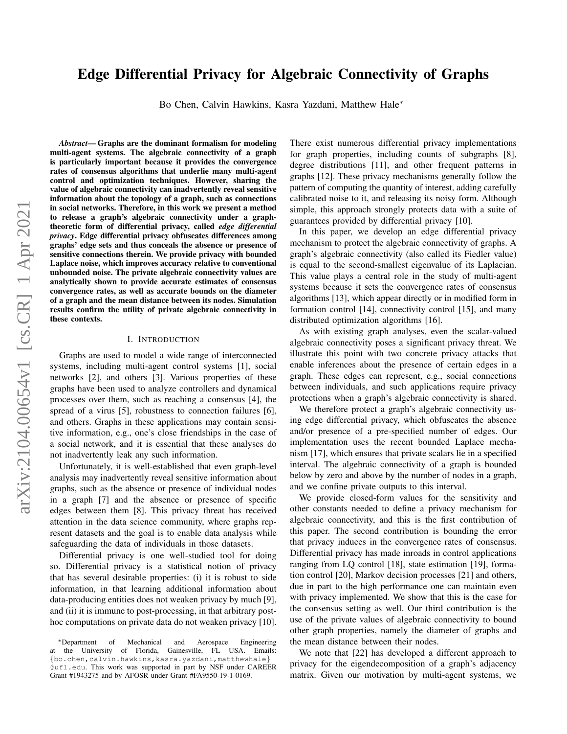# Edge Differential Privacy for Algebraic Connectivity of Graphs

Bo Chen, Calvin Hawkins, Kasra Yazdani, Matthew Hale*

***Abstract*— Graphs are the dominant formalism for modeling multi-agent systems. The algebraic connectivity of a graph is particularly important because it provides the convergence rates of consensus algorithms that underlie many multi-agent control and optimization techniques. However, sharing the value of algebraic connectivity can inadvertently reveal sensitive information about the topology of a graph, such as connections in social networks. Therefore, in this work we present a method to release a graph's algebraic connectivity under a graph-theoretic form of differential privacy, called *edge differential privacy*. Edge differential privacy obfuscates differences among graphs' edge sets and thus conceals the absence or presence of sensitive connections therein. We provide privacy with bounded Laplace noise, which improves accuracy relative to conventional unbounded noise. The private algebraic connectivity values are analytically shown to provide accurate estimates of consensus convergence rates, as well as accurate bounds on the diameter of a graph and the mean distance between its nodes. Simulation results confirm the utility of private algebraic connectivity in these contexts.**

## I. INTRODUCTION

Graphs are used to model a wide range of interconnected systems, including multi-agent control systems [1], social networks [2], and others [3]. Various properties of these graphs have been used to analyze controllers and dynamical processes over them, such as reaching a consensus [4], the spread of a virus [5], robustness to connection failures [6], and others. Graphs in these applications may contain sensitive information, e.g., one's close friendships in the case of a social network, and it is essential that these analyses do not inadvertently leak any such information.

Unfortunately, it is well-established that even graph-level analysis may inadvertently reveal sensitive information about graphs, such as the absence or presence of individual nodes in a graph [7] and the absence or presence of specific edges between them [8]. This privacy threat has received attention in the data science community, where graphs represent datasets and the goal is to enable data analysis while safeguarding the data of individuals in those datasets.

Differential privacy is one well-studied tool for doing so. Differential privacy is a statistical notion of privacy that has several desirable properties: (i) it is robust to side information, in that learning additional information about data-producing entities does not weaken privacy by much [9], and (ii) it is immune to post-processing, in that arbitrary post-hoc computations on private data do not weaken privacy [10]. There exist numerous differential privacy implementations for graph properties, including counts of subgraphs [8], degree distributions [11], and other frequent patterns in graphs [12]. These privacy mechanisms generally follow the pattern of computing the quantity of interest, adding carefully calibrated noise to it, and releasing its noisy form. Although simple, this approach strongly protects data with a suite of guarantees provided by differential privacy [10].

In this paper, we develop an edge differential privacy mechanism to protect the algebraic connectivity of graphs. A graph's algebraic connectivity (also called its Fiedler value) is equal to the second-smallest eigenvalue of its Laplacian. This value plays a central role in the study of multi-agent systems because it sets the convergence rates of consensus algorithms [13], which appear directly or in modified form in formation control [14], connectivity control [15], and many distributed optimization algorithms [16].

As with existing graph analyses, even the scalar-valued algebraic connectivity poses a significant privacy threat. We illustrate this point with two concrete privacy attacks that enable inferences about the presence of certain edges in a graph. These edges can represent, e.g., social connections between individuals, and such applications require privacy protections when a graph's algebraic connectivity is shared.

We therefore protect a graph's algebraic connectivity using edge differential privacy, which obfuscates the absence and/or presence of a pre-specified number of edges. Our implementation uses the recent bounded Laplace mechanism [17], which ensures that private scalars lie in a specified interval. The algebraic connectivity of a graph is bounded below by zero and above by the number of nodes in a graph, and we confine private outputs to this interval.

We provide closed-form values for the sensitivity and other constants needed to define a privacy mechanism for algebraic connectivity, and this is the first contribution of this paper. The second contribution is bounding the error that privacy induces in the convergence rates of consensus. Differential privacy has made inroads in control applications ranging from LQ control [18], state estimation [19], formation control [20], Markov decision processes [21] and others, due in part to the high performance one can maintain even with privacy implemented. We show that this is the case for the consensus setting as well. Our third contribution is the use of the private values of algebraic connectivity to bound other graph properties, namely the diameter of graphs and the mean distance between their nodes.

We note that [22] has developed a different approach to privacy for the eigendecomposition of a graph's adjacency matrix. Given our motivation by multi-agent systems, we

---

*Department of Mechanical and Aerospace Engineering at the University of Florida, Gainesville, FL USA. Emails: {bo.chen,calvin.hawkins,kasra.yazdani,matthewhale}@ufl.edu. This work was supported in part by NSF under CAREER Grant #1943275 and by AFOSR under Grant #FA9550-19-1-0169.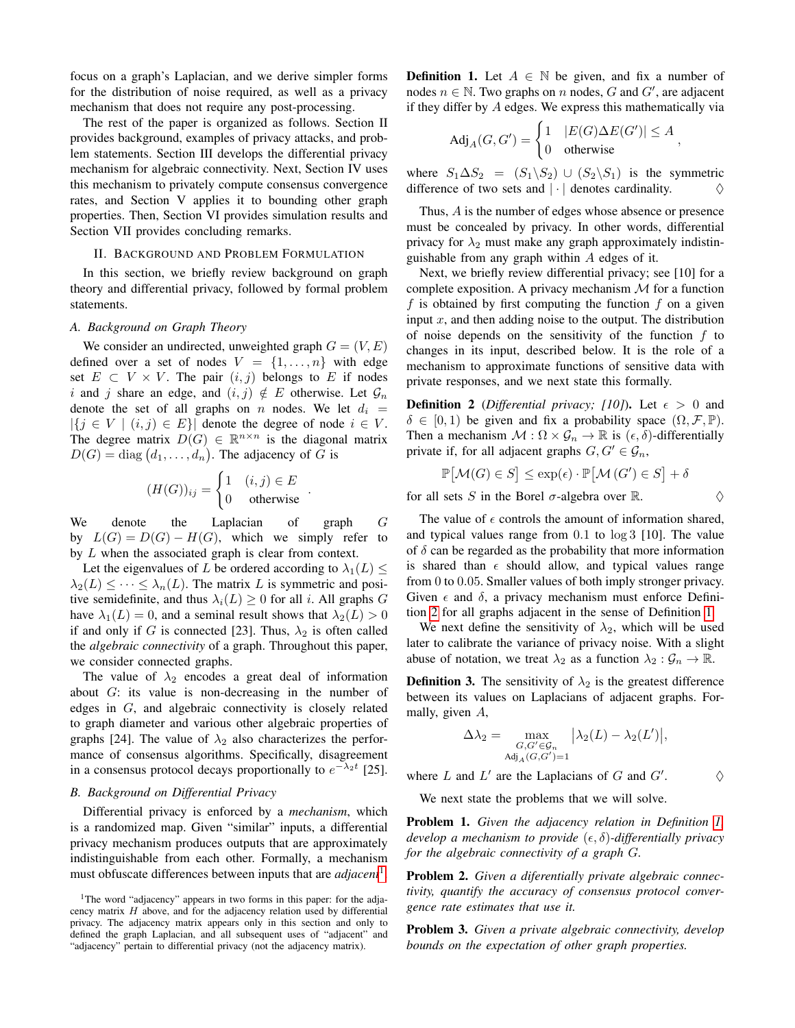focus on a graph's Laplacian, and we derive simpler forms for the distribution of noise required, as well as a privacy mechanism that does not require any post-processing.

The rest of the paper is organized as follows. Section II provides background, examples of privacy attacks, and problem statements. Section III develops the differential privacy mechanism for algebraic connectivity. Next, Section IV uses this mechanism to privately compute consensus convergence rates, and Section V applies it to bounding other graph properties. Then, Section VI provides simulation results and Section VII provides concluding remarks.

## II. Background and Problem Formulation

In this section, we briefly review background on graph theory and differential privacy, followed by formal problem statements.

### A. Background on Graph Theory

We consider an undirected, unweighted graph $G = (V, E)$ defined over a set of nodes $V = \{1, \ldots, n\}$ with edge set $E \subset V \times V$. The pair $(i, j)$ belongs to $E$ if nodes $i$ and $j$ share an edge, and $(i, j) \notin E$ otherwise. Let $\mathcal{G}_n$ denote the set of all graphs on $n$ nodes. We let $d_i = |\{j \in V \mid (i, j) \in E\}|$ denote the degree of node $i \in V$. The degree matrix $D(G) \in \mathbb{R}^{n \times n}$ is the diagonal matrix $D(G) = \text{diag}\big(d_1, \ldots, d_n\big)$. The adjacency of $G$ is

$$(H(G))_{ij} = \begin{cases} 1 & (i, j) \in E \\ 0 & \text{otherwise} \end{cases}.$$

We denote the Laplacian of graph $G$ by $L(G) = D(G) - H(G)$, which we simply refer to by $L$ when the associated graph is clear from context.

Let the eigenvalues of $L$ be ordered according to $\lambda_1(L) \leq \lambda_2(L) \leq \cdots \leq \lambda_n(L)$. The matrix $L$ is symmetric and positive semidefinite, and thus $\lambda_i(L) \geq 0$ for all $i$. All graphs $G$ have $\lambda_1(L) = 0$, and a seminal result shows that $\lambda_2(L) > 0$ if and only if $G$ is connected [23]. Thus, $\lambda_2$ is often called the *algebraic connectivity* of a graph. Throughout this paper, we consider connected graphs.

The value of $\lambda_2$ encodes a great deal of information about $G$: its value is non-decreasing in the number of edges in $G$, and algebraic connectivity is closely related to graph diameter and various other algebraic properties of graphs [24]. The value of $\lambda_2$ also characterizes the performance of consensus algorithms. Specifically, disagreement in a consensus protocol decays proportionally to $e^{-\lambda_2 t}$ [25].

### B. Background on Differential Privacy

Differential privacy is enforced by a *mechanism*, which is a randomized map. Given "similar" inputs, a differential privacy mechanism produces outputs that are approximately indistinguishable from each other. Formally, a mechanism must obfuscate differences between inputs that are *adjacent*[1].

[1]The word "adjacency" appears in two forms in this paper: for the adjacency matrix $H$ above, and for the adjacency relation used by differential privacy. The adjacency matrix appears only in this section and only to defined the graph Laplacian, and all subsequent uses of "adjacent" and "adjacency" pertain to differential privacy (not the adjacency matrix).

**Definition 1.** Let $A \in \mathbb{N}$ be given, and fix a number of nodes $n \in \mathbb{N}$. Two graphs on $n$ nodes, $G$ and $G'$, are adjacent if they differ by $A$ edges. We express this mathematically via

$$\text{Adj}_A(G, G') = \begin{cases} 1 & |E(G) \Delta E(G')| \leq A \\ 0 & \text{otherwise} \end{cases},$$

where $S_1 \Delta S_2 = (S_1 \backslash S_2) \cup (S_2 \backslash S_1)$ is the symmetric difference of two sets and $|\cdot|$ denotes cardinality. ♢

Thus, $A$ is the number of edges whose absence or presence must be concealed by privacy. In other words, differential privacy for $\lambda_2$ must make any graph approximately indistinguishable from any graph within $A$ edges of it.

Next, we briefly review differential privacy; see [10] for a complete exposition. A privacy mechanism $\mathcal{M}$ for a function $f$ is obtained by first computing the function $f$ on a given input $x$, and then adding noise to the output. The distribution of noise depends on the sensitivity of the function $f$ to changes in its input, described below. It is the role of a mechanism to approximate functions of sensitive data with private responses, and we next state this formally.

**Definition 2** (*Differential privacy; [10]*)**.** Let $\epsilon > 0$ and $\delta \in [0, 1)$ be given and fix a probability space $(\Omega, \mathcal{F}, \mathbb{P})$. Then a mechanism $\mathcal{M} : \Omega \times \mathcal{G}_n \to \mathbb{R}$ is $(\epsilon, \delta)$-differentially private if, for all adjacent graphs $G, G' \in \mathcal{G}_n$,

$$\mathbb{P}\big[\mathcal{M}(G) \in S\big] \leq \exp(\epsilon) \cdot \mathbb{P}\big[\mathcal{M}(G') \in S\big] + \delta$$

for all sets $S$ in the Borel $\sigma$-algebra over $\mathbb{R}$. ♢

The value of $\epsilon$ controls the amount of information shared, and typical values range from $0.1$ to $\log 3$ [10]. The value of $\delta$ can be regarded as the probability that more information is shared than $\epsilon$ should allow, and typical values range from $0$ to $0.05$. Smaller values of both imply stronger privacy. Given $\epsilon$ and $\delta$, a privacy mechanism must enforce Definition 2 for all graphs adjacent in the sense of Definition 1.

We next define the sensitivity of $\lambda_2$, which will be used later to calibrate the variance of privacy noise. With a slight abuse of notation, we treat $\lambda_2$ as a function $\lambda_2 : \mathcal{G}_n \to \mathbb{R}$.

**Definition 3.** The sensitivity of $\lambda_2$ is the greatest difference between its values on Laplacians of adjacent graphs. Formally, given $A$,

$$\Delta\lambda_2 = \max_{\substack{G, G' \in \mathcal{G}_n \\ \text{Adj}_A(G, G') = 1}} \big|\lambda_2(L) - \lambda_2(L')\big|,$$

where $L$ and $L'$ are the Laplacians of $G$ and $G'$. ♢

We next state the problems that we will solve.

**Problem 1.** *Given the adjacency relation in Definition 1, develop a mechanism to provide $(\epsilon, \delta)$-differentially privacy for the algebraic connectivity of a graph $G$.*

**Problem 2.** *Given a diferentially private algebraic connectivity, quantify the accuracy of consensus protocol convergence rate estimates that use it.*

**Problem 3.** *Given a private algebraic connectivity, develop bounds on the expectation of other graph properties.*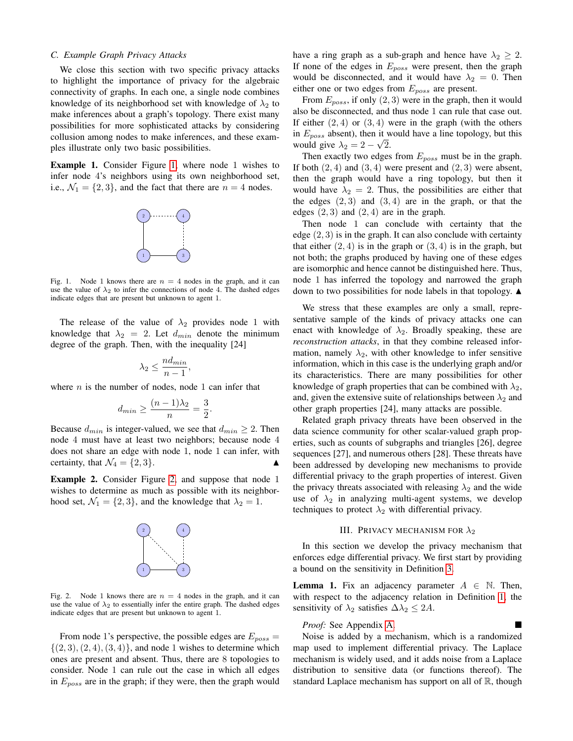### C. Example Graph Privacy Attacks

We close this section with two specific privacy attacks to highlight the importance of privacy for the algebraic connectivity of graphs. In each one, a single node combines knowledge of its neighborhood set with knowledge of $\lambda_2$ to make inferences about a graph's topology. There exist many possibilities for more sophisticated attacks by considering collusion among nodes to make inferences, and these examples illustrate only two basic possibilities.

**Example 1.** Consider Figure 1, where node 1 wishes to infer node 4's neighbors using its own neighborhood set, i.e., $\mathcal{N}_1 = \{2, 3\}$, and the fact that there are $n = 4$ nodes.

Fig. 1. Node 1 knows there are $n = 4$ nodes in the graph, and it can use the value of $\lambda_2$ to infer the connections of node 4. The dashed edges indicate edges that are present but unknown to agent 1.

The release of the value of $\lambda_2$ provides node 1 with knowledge that $\lambda_2 = 2$. Let $d_{min}$ denote the minimum degree of the graph. Then, with the inequality [24]

$$\lambda_2 \leq \frac{nd_{min}}{n-1},$$

where $n$ is the number of nodes, node 1 can infer that

$$d_{min} \geq \frac{(n-1)\lambda_2}{n} = \frac{3}{2}.$$

Because $d_{min}$ is integer-valued, we see that $d_{min} \geq 2$. Then node 4 must have at least two neighbors; because node 4 does not share an edge with node 1, node 1 can infer, with certainty, that $\mathcal{N}_4 = \{2, 3\}$. ▲

**Example 2.** Consider Figure 2, and suppose that node 1 wishes to determine as much as possible with its neighborhood set, $\mathcal{N}_1 = \{2, 3\}$, and the knowledge that $\lambda_2 = 1$.

Fig. 2. Node 1 knows there are $n = 4$ nodes in the graph, and it can use the value of $\lambda_2$ to essentially infer the entire graph. The dashed edges indicate edges that are present but unknown to agent 1.

From node 1's perspective, the possible edges are $E_{poss} = \{(2, 3), (2, 4), (3, 4)\}$, and node 1 wishes to determine which ones are present and absent. Thus, there are 8 topologies to consider. Node 1 can rule out the case in which all edges in $E_{poss}$ are in the graph; if they were, then the graph would have a ring graph as a sub-graph and hence have $\lambda_2 \geq 2$. If none of the edges in $E_{poss}$ were present, then the graph would be disconnected, and it would have $\lambda_2 = 0$. Then either one or two edges from $E_{poss}$ are present.

From $E_{poss}$, if only $(2, 3)$ were in the graph, then it would also be disconnected, and thus node 1 can rule that case out. If either $(2, 4)$ or $(3, 4)$ were in the graph (with the others in $E_{poss}$ absent), then it would have a line topology, but this would give $\lambda_2 = 2 - \sqrt{2}$.

Then exactly two edges from $E_{poss}$ must be in the graph. If both $(2, 4)$ and $(3, 4)$ were present and $(2, 3)$ were absent, then the graph would have a ring topology, but then it would have $\lambda_2 = 2$. Thus, the possibilities are either that the edges $(2, 3)$ and $(3, 4)$ are in the graph, or that the edges $(2, 3)$ and $(2, 4)$ are in the graph.

Then node 1 can conclude with certainty that the edge $(2, 3)$ is in the graph. It can also conclude with certainty that either $(2, 4)$ is in the graph or $(3, 4)$ is in the graph, but not both; the graphs produced by having one of these edges are isomorphic and hence cannot be distinguished here. Thus, node 1 has inferred the topology and narrowed the graph down to two possibilities for node labels in that topology. ▲

We stress that these examples are only a small, representative sample of the kinds of privacy attacks one can enact with knowledge of $\lambda_2$. Broadly speaking, these are *reconstruction attacks*, in that they combine released information, namely $\lambda_2$, with other knowledge to infer sensitive information, which in this case is the underlying graph and/or its characteristics. There are many possibilities for other knowledge of graph properties that can be combined with $\lambda_2$, and, given the extensive suite of relationships between $\lambda_2$ and other graph properties [24], many attacks are possible.

Related graph privacy threats have been observed in the data science community for other scalar-valued graph properties, such as counts of subgraphs and triangles [26], degree sequences [27], and numerous others [28]. These threats have been addressed by developing new mechanisms to provide differential privacy to the graph properties of interest. Given the privacy threats associated with releasing $\lambda_2$ and the wide use of $\lambda_2$ in analyzing multi-agent systems, we develop techniques to protect $\lambda_2$ with differential privacy.

## III. Privacy Mechanism for $\lambda_2$

In this section we develop the privacy mechanism that enforces edge differential privacy. We first start by providing a bound on the sensitivity in Definition 3.

**Lemma 1.** Fix an adjacency parameter $A \in \mathbb{N}$. Then, with respect to the adjacency relation in Definition 1, the sensitivity of $\lambda_2$ satisfies $\Delta\lambda_2 \leq 2A$.

*Proof:* See Appendix A. ■

Noise is added by a mechanism, which is a randomized map used to implement differential privacy. The Laplace mechanism is widely used, and it adds noise from a Laplace distribution to sensitive data (or functions thereof). The standard Laplace mechanism has support on all of $\mathbb{R}$, though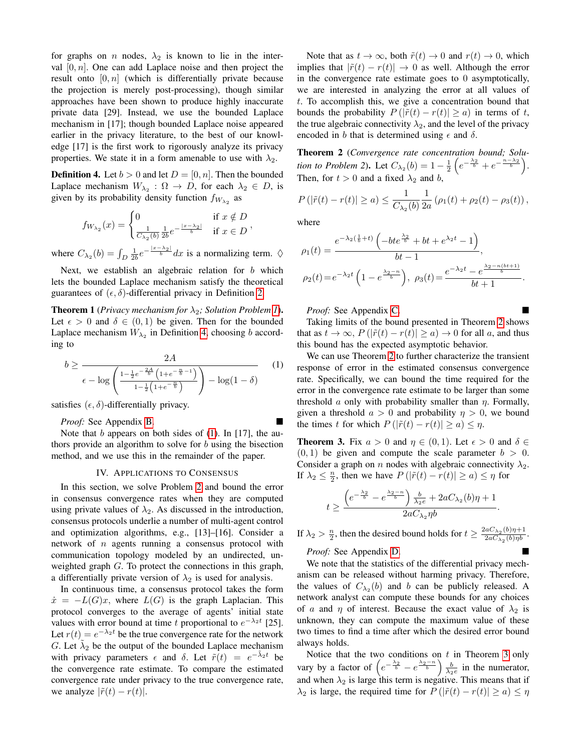for graphs on $n$ nodes, $\lambda_2$ is known to lie in the interval $[0, n]$. One can add Laplace noise and then project the result onto $[0, n]$ (which is differentially private because the projection is merely post-processing), though similar approaches have been shown to produce highly inaccurate private data [29]. Instead, we use the bounded Laplace mechanism in [17]; though bounded Laplace noise appeared earlier in the privacy literature, to the best of our knowledge [17] is the first work to rigorously analyze its privacy properties. We state it in a form amenable to use with $\lambda_2$.

**Definition 4.** Let $b > 0$ and let $D = [0, n]$. Then the bounded Laplace mechanism $W_{\lambda_2} : \Omega \to D$, for each $\lambda_2 \in D$, is given by its probability density function $f_{W_{\lambda_2}}$ as

$$f_{W_{\lambda_2}}(x) = \begin{cases} 0 & \text{if } x \notin D \\ \frac{1}{C_{\lambda_2}(b)} \frac{1}{2b} e^{-\frac{|x-\lambda_2|}{b}} & \text{if } x \in D \end{cases},$$

where $C_{\lambda_2}(b) = \int_D \frac{1}{2b} e^{-\frac{|x-\lambda_2|}{b}} dx$ is a normalizing term. ♢

Next, we establish an algebraic relation for $b$ which lets the bounded Laplace mechanism satisfy the theoretical guarantees of $(\epsilon, \delta)$-differential privacy in Definition 2.

**Theorem 1** (*Privacy mechanism for $\lambda_2$; Solution Problem 1*)**.** Let $\epsilon > 0$ and $\delta \in (0, 1)$ be given. Then for the bounded Laplace mechanism $W_{\lambda_2}$ in Definition 4, choosing $b$ according to

$$b \geq \frac{2A}{\epsilon - \log\left(\frac{1-\frac{1}{2}e^{-\frac{2A}{b}}\left(1+e^{-\frac{n}{b}-1}\right)}{1-\frac{1}{2}\left(1+e^{-\frac{n}{b}}\right)}\right) - \log(1-\delta)} \tag{1}$$

satisfies $(\epsilon, \delta)$-differentially privacy.

*Proof:* See Appendix B. ■

Note that $b$ appears on both sides of (1). In [17], the authors provide an algorithm to solve for $b$ using the bisection method, and we use this in the remainder of the paper.

## IV. Applications to Consensus

In this section, we solve Problem 2 and bound the error in consensus convergence rates when they are computed using private values of $\lambda_2$. As discussed in the introduction, consensus protocols underlie a number of multi-agent control and optimization algorithms, e.g., [13]–[16]. Consider a network of $n$ agents running a consensus protocol with communication topology modeled by an undirected, unweighted graph $G$. To protect the connections in this graph, a differentially private version of $\lambda_2$ is used for analysis.

In continuous time, a consensus protocol takes the form $\dot{x} = -L(G)x$, where $L(G)$ is the graph Laplacian. This protocol converges to the average of agents' initial state values with error bound at time $t$ proportional to $e^{-\lambda_2 t}$ [25]. Let $r(t) = e^{-\lambda_2 t}$ be the true convergence rate for the network $G$. Let $\tilde{\lambda}_2$ be the output of the bounded Laplace mechanism with privacy parameters $\epsilon$ and $\delta$. Let $\tilde{r}(t) = e^{-\tilde{\lambda}_2 t}$ be the convergence rate estimate. To compare the estimated convergence rate under privacy to the true convergence rate, we analyze $|\tilde{r}(t) - r(t)|$.

Note that as $t \to \infty$, both $\tilde{r}(t) \to 0$ and $r(t) \to 0$, which implies that $|\tilde{r}(t) - r(t)| \to 0$ as well. Although the error in the convergence rate estimate goes to 0 asymptotically, we are interested in analyzing the error at all values of $t$. To accomplish this, we give a concentration bound that bounds the probability $P(|\tilde{r}(t) - r(t)| \geq a)$ in terms of $t$, the true algebraic connectivity $\lambda_2$, and the level of the privacy encoded in $b$ that is determined using $\epsilon$ and $\delta$.

**Theorem 2** (*Convergence rate concentration bound; Solution to Problem 2*)**.** Let $C_{\lambda_2}(b) = 1 - \frac{1}{2}\left(e^{-\frac{\lambda_2}{b}} + e^{-\frac{n-\lambda_2}{b}}\right)$. Then, for $t > 0$ and a fixed $\lambda_2$ and $b$,

$$P(|\tilde{r}(t) - r(t)| \geq a) \leq \frac{1}{C_{\lambda_2}(b)} \frac{1}{2a} (\rho_1(t) + \rho_2(t) - \rho_3(t)),$$

where

$$\rho_1(t) = \frac{e^{-\lambda_2(\frac{1}{b}+t)}\left(-bte^{\frac{\lambda_2}{b}} + bt + e^{\lambda_2 t} - 1\right)}{bt-1},$$

$$\rho_2(t) = e^{-\lambda_2 t}\left(1 - e^{\frac{\lambda_2 - n}{b}}\right), \quad \rho_3(t) = \frac{e^{-\lambda_2 t} - e^{\frac{\lambda_2 - n(bt+1)}{b}}}{bt+1}.$$

*Proof:* See Appendix C. ■

Taking limits of the bound presented in Theorem 2 shows that as $t \to \infty$, $P(|\tilde{r}(t) - r(t)| \geq a) \to 0$ for all $a$, and thus this bound has the expected asymptotic behavior.

We can use Theorem 2 to further characterize the transient response of error in the estimated consensus convergence rate. Specifically, we can bound the time required for the error in the convergence rate estimate to be larger than some threshold $a$ only with probability smaller than $\eta$. Formally, given a threshold $a > 0$ and probability $\eta > 0$, we bound the times $t$ for which $P(|\tilde{r}(t) - r(t)| \geq a) \leq \eta$.

**Theorem 3.** Fix $a > 0$ and $\eta \in (0, 1)$. Let $\epsilon > 0$ and $\delta \in (0, 1)$ be given and compute the scale parameter $b > 0$. Consider a graph on $n$ nodes with algebraic connectivity $\lambda_2$. If $\lambda_2 \leq \frac{n}{2}$, then we have $P(|\tilde{r}(t) - r(t)| \geq a) \leq \eta$ for

$$t \geq \frac{\left(e^{-\frac{\lambda_2}{b}} - e^{\frac{\lambda_2 - n}{b}}\right)\frac{b}{\lambda_2 e} + 2aC_{\lambda_2}(b)\eta + 1}{2aC_{\lambda_2}\eta b}.$$

If $\lambda_2 > \frac{n}{2}$, then the desired bound holds for $t \geq \frac{2aC_{\lambda_2}(b)\eta + 1}{2aC_{\lambda_2}(b)\eta b}$.

*Proof:* See Appendix D. ■

We note that the statistics of the differential privacy mechanism can be released without harming privacy. Therefore, the values of $C_{\lambda_2}(b)$ and $b$ can be publicly released. A network analyst can compute these bounds for any choices of $a$ and $\eta$ of interest. Because the exact value of $\lambda_2$ is unknown, they can compute the maximum value of these two times to find a time after which the desired error bound always holds.

Notice that the two conditions on $t$ in Theorem 3 only vary by a factor of $\left(e^{-\frac{\lambda_2}{b}} - e^{\frac{\lambda_2 - n}{b}}\right)\frac{b}{\lambda_2 e}$ in the numerator, and when $\lambda_2$ is large this term is negative. This means that if $\lambda_2$ is large, the required time for $P(|\tilde{r}(t) - r(t)| \geq a) \leq \eta$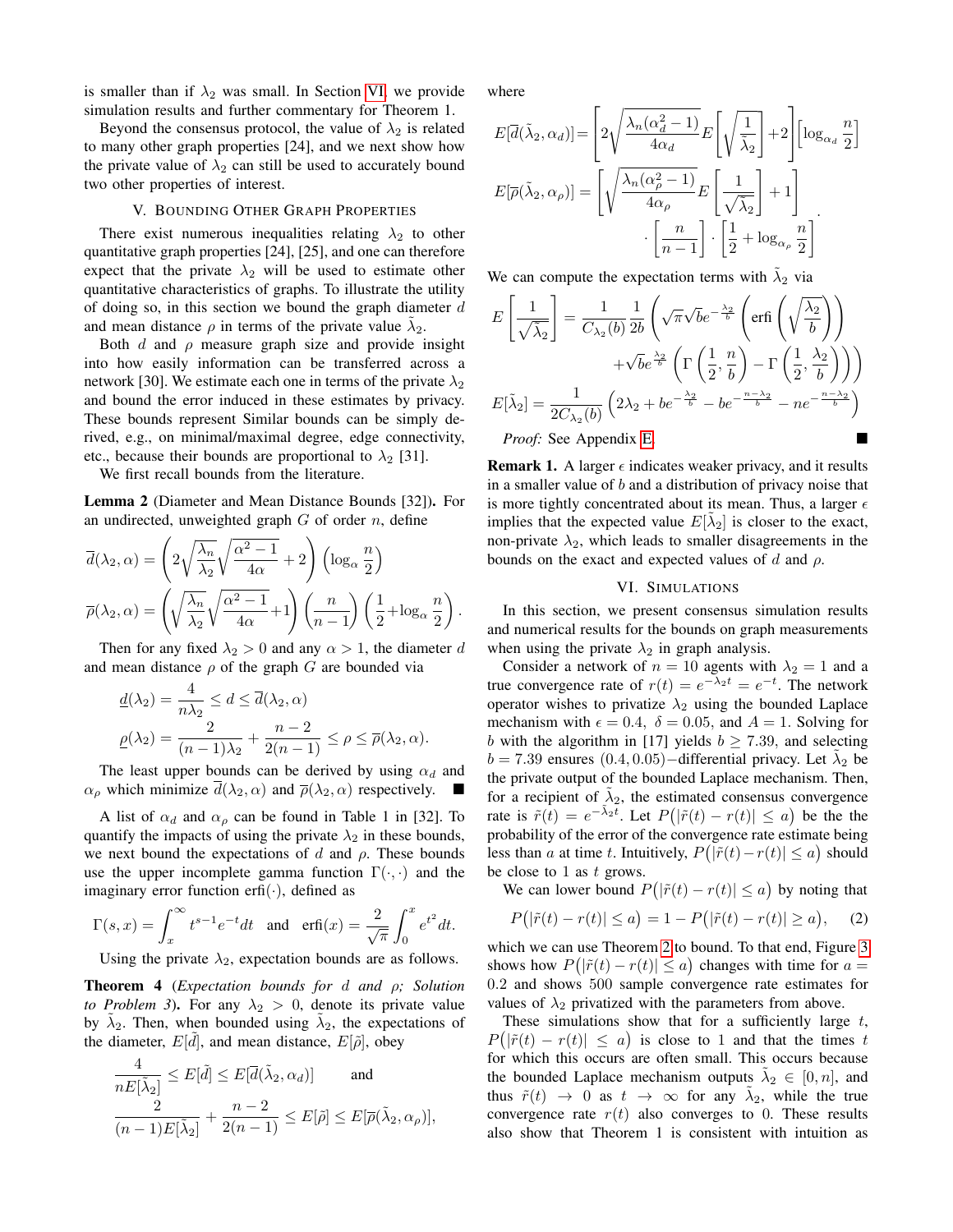is smaller than if $\lambda_2$ was small. In Section VI, we provide simulation results and further commentary for Theorem 1.

Beyond the consensus protocol, the value of $\lambda_2$ is related to many other graph properties [24], and we next show how the private value of $\lambda_2$ can still be used to accurately bound two other properties of interest.

## V. Bounding Other Graph Properties

There exist numerous inequalities relating $\lambda_2$ to other quantitative graph properties [24], [25], and one can therefore expect that the private $\lambda_2$ will be used to estimate other quantitative characteristics of graphs. To illustrate the utility of doing so, in this section we bound the graph diameter $d$ and mean distance $\rho$ in terms of the private value $\tilde{\lambda}_2$.

Both $d$ and $\rho$ measure graph size and provide insight into how easily information can be transferred across a network [30]. We estimate each one in terms of the private $\lambda_2$ and bound the error induced in these estimates by privacy. These bounds represent Similar bounds can be simply derived, e.g., on minimal/maximal degree, edge connectivity, etc., because their bounds are proportional to $\lambda_2$ [31].

We first recall bounds from the literature.

**Lemma 2** (Diameter and Mean Distance Bounds [32])**.** For an undirected, unweighted graph $G$ of order $n$, define

$$\overline{d}(\lambda_2, \alpha) = \left(2\sqrt{\frac{\lambda_n}{\lambda_2}}\sqrt{\frac{\alpha^2-1}{4\alpha}} + 2\right)\left(\log_\alpha \frac{n}{2}\right)$$

$$\overline{\rho}(\lambda_2, \alpha) = \left(\sqrt{\frac{\lambda_n}{\lambda_2}}\sqrt{\frac{\alpha^2-1}{4\alpha}} + 1\right)\left(\frac{n}{n-1}\right)\left(\frac{1}{2} + \log_\alpha \frac{n}{2}\right).$$

Then for any fixed $\lambda_2 > 0$ and any $\alpha > 1$, the diameter $d$ and mean distance $\rho$ of the graph $G$ are bounded via

$$\underline{d}(\lambda_2) = \frac{4}{n\lambda_2} \leq d \leq \overline{d}(\lambda_2, \alpha)$$

$$\underline{\rho}(\lambda_2) = \frac{2}{(n-1)\lambda_2} + \frac{n-2}{2(n-1)} \leq \rho \leq \overline{\rho}(\lambda_2, \alpha).$$

The least upper bounds can be derived by using $\alpha_d$ and $\alpha_\rho$ which minimize $\overline{d}(\lambda_2, \alpha)$ and $\overline{\rho}(\lambda_2, \alpha)$ respectively. ■

A list of $\alpha_d$ and $\alpha_\rho$ can be found in Table 1 in [32]. To quantify the impacts of using the private $\lambda_2$ in these bounds, we next bound the expectations of $d$ and $\rho$. These bounds use the upper incomplete gamma function $\Gamma(\cdot, \cdot)$ and the imaginary error function $\text{erfi}(\cdot)$, defined as

$$\Gamma(s, x) = \int_x^\infty t^{s-1}e^{-t}dt \quad \text{and} \quad \text{erfi}(x) = \frac{2}{\sqrt{\pi}}\int_0^x e^{t^2}dt.$$

Using the private $\lambda_2$, expectation bounds are as follows.

**Theorem 4** (*Expectation bounds for $d$ and $\rho$; Solution to Problem 3*)**.** For any $\lambda_2 > 0$, denote its private value by $\tilde{\lambda}_2$. Then, when bounded using $\tilde{\lambda}_2$, the expectations of the diameter, $E[\tilde{d}]$, and mean distance, $E[\tilde{\rho}]$, obey

$$\frac{4}{nE[\tilde{\lambda}_2]} \leq E[\tilde{d}] \leq E[\overline{d}(\tilde{\lambda}_2, \alpha_d)] \qquad \text{and}$$

$$\frac{2}{(n-1)E[\tilde{\lambda}_2]} + \frac{n-2}{2(n-1)} \leq E[\tilde{\rho}] \leq E[\overline{\rho}(\tilde{\lambda}_2, \alpha_\rho)],$$

where

$$E[\overline{d}(\tilde{\lambda}_2, \alpha_d)] = \left[2\sqrt{\frac{\lambda_n(\alpha_d^2-1)}{4\alpha_d}}E\left[\sqrt{\frac{1}{\tilde{\lambda}_2}}\right] + 2\right]\left[\log_{\alpha_d}\frac{n}{2}\right]$$

$$E[\overline{\rho}(\tilde{\lambda}_2, \alpha_\rho)] = \left[\sqrt{\frac{\lambda_n(\alpha_\rho^2-1)}{4\alpha_\rho}}E\left[\frac{1}{\sqrt{\tilde{\lambda}_2}}\right] + 1\right] \cdot \left[\frac{n}{n-1}\right] \cdot \left[\frac{1}{2} + \log_{\alpha_\rho}\frac{n}{2}\right].$$

We can compute the expectation terms with $\tilde{\lambda}_2$ via

$$E\left[\frac{1}{\sqrt{\tilde{\lambda}_2}}\right] = \frac{1}{C_{\lambda_2}(b)}\frac{1}{2b}\left(\sqrt{\pi}\sqrt{b}e^{-\frac{\lambda_2}{b}}\left(\text{erfi}\left(\sqrt{\frac{\lambda_2}{b}}\right)\right) + \sqrt{b}e^{\frac{\lambda_2}{b}}\left(\Gamma\left(\frac{1}{2}, \frac{n}{b}\right) - \Gamma\left(\frac{1}{2}, \frac{\lambda_2}{b}\right)\right)\right)$$

$$E[\tilde{\lambda}_2] = \frac{1}{2C_{\lambda_2}(b)}\left(2\lambda_2 + be^{-\frac{\lambda_2}{b}} - be^{-\frac{n-\lambda_2}{b}} - ne^{-\frac{n-\lambda_2}{b}}\right)$$

*Proof:* See Appendix E. ■

**Remark 1.** A larger $\epsilon$ indicates weaker privacy, and it results in a smaller value of $b$ and a distribution of privacy noise that is more tightly concentrated about its mean. Thus, a larger $\epsilon$ implies that the expected value $E[\tilde{\lambda}_2]$ is closer to the exact, non-private $\lambda_2$, which leads to smaller disagreements in the bounds on the exact and expected values of $d$ and $\rho$.

## VI. Simulations

In this section, we present consensus simulation results and numerical results for the bounds on graph measurements when using the private $\lambda_2$ in graph analysis.

Consider a network of $n = 10$ agents with $\lambda_2 = 1$ and a true convergence rate of $r(t) = e^{-\lambda_2 t} = e^{-t}$. The network operator wishes to privatize $\lambda_2$ using the bounded Laplace mechanism with $\epsilon = 0.4$, $\delta = 0.05$, and $A = 1$. Solving for $b$ with the algorithm in [17] yields $b \geq 7.39$, and selecting $b = 7.39$ ensures $(0.4, 0.05)-$differential privacy. Let $\tilde{\lambda}_2$ be the private output of the bounded Laplace mechanism. Then, for a recipient of $\tilde{\lambda}_2$, the estimated consensus convergence rate is $\tilde{r}(t) = e^{-\tilde{\lambda}_2 t}$. Let $P\big(|\tilde{r}(t) - r(t)| \leq a\big)$ be the the probability of the error of the convergence rate estimate being less than $a$ at time $t$. Intuitively, $P\big(|\tilde{r}(t) - r(t)| \leq a\big)$ should be close to 1 as $t$ grows.

We can lower bound $P\big(|\tilde{r}(t) - r(t)| \leq a\big)$ by noting that

$$P\big(|\tilde{r}(t) - r(t)| \leq a\big) = 1 - P\big(|\tilde{r}(t) - r(t)| \geq a\big), \qquad (2)$$

which we can use Theorem 2 to bound. To that end, Figure 3 shows how $P\big(|\tilde{r}(t) - r(t)| \leq a\big)$ changes with time for $a = 0.2$ and shows 500 sample convergence rate estimates for values of $\lambda_2$ privatized with the parameters from above.

These simulations show that for a sufficiently large $t$, $P\big(|\tilde{r}(t) - r(t)| \leq a\big)$ is close to 1 and that the times $t$ for which this occurs are often small. This occurs because the bounded Laplace mechanism outputs $\tilde{\lambda}_2 \in [0, n]$, and thus $\tilde{r}(t) \to 0$ as $t \to \infty$ for any $\tilde{\lambda}_2$, while the true convergence rate $r(t)$ also converges to 0. These results also show that Theorem 1 is consistent with intuition as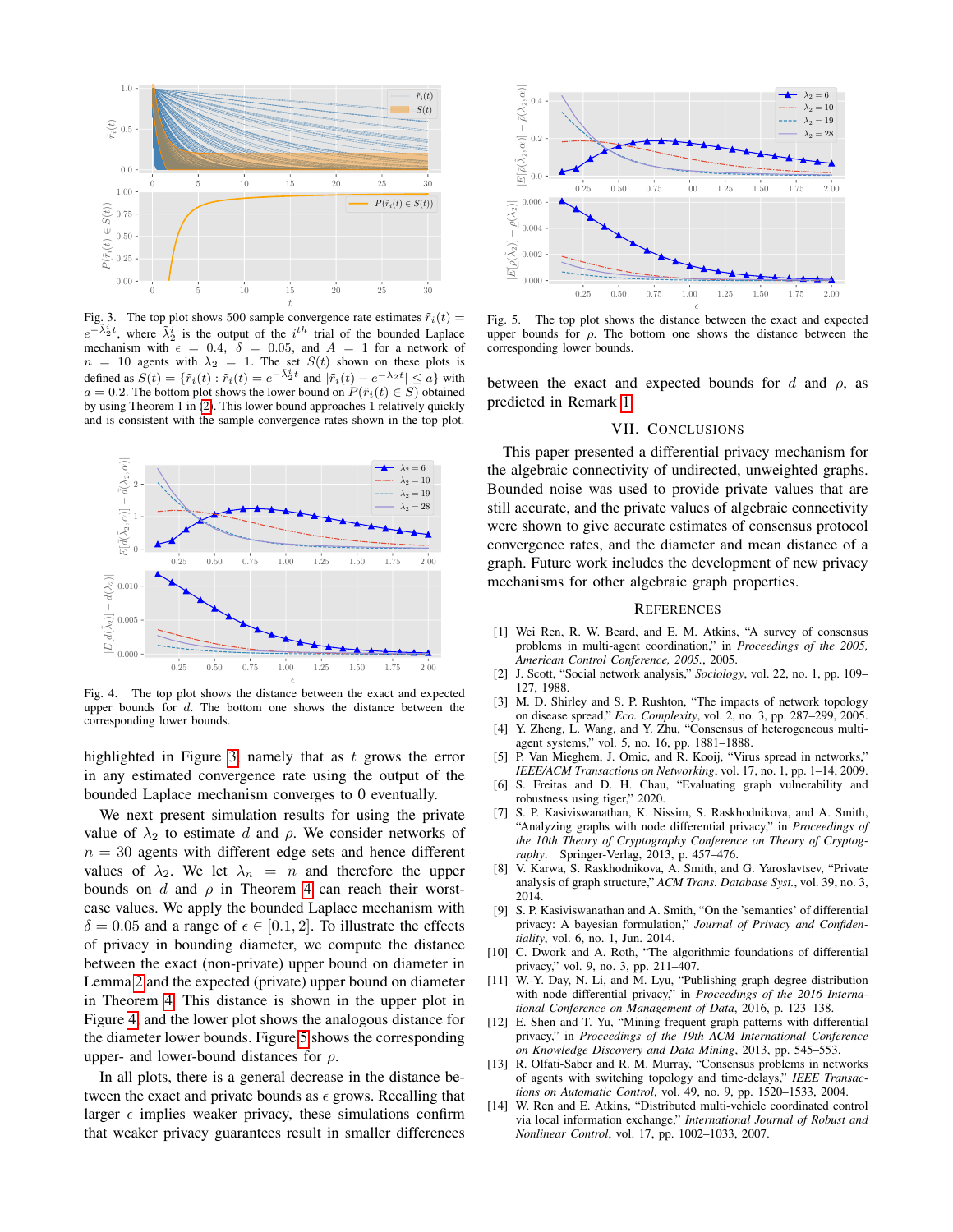Fig. 3. The top plot shows 500 sample convergence rate estimates $\tilde{r}_i(t) = e^{-\tilde{\lambda}_2^i t}$, where $\tilde{\lambda}_2^i$ is the output of the $i^{th}$ trial of the bounded Laplace mechanism with $\epsilon = 0.4$, $\delta = 0.05$, and $A = 1$ for a network of $n = 10$ agents with $\lambda_2 = 1$. The set $S(t)$ shown on these plots is defined as $S(t) = \{\tilde{r}_i(t) : \tilde{r}_i(t) = e^{-\tilde{\lambda}_2^i t}$ and $|\tilde{r}_i(t) - e^{-\lambda_2 t}| \leq a\}$ with $a = 0.2$. The bottom plot shows the lower bound on $P(\tilde{r}_i(t) \in S)$ obtained by using Theorem 1 in (2). This lower bound approaches 1 relatively quickly and is consistent with the sample convergence rates shown in the top plot.

Fig. 4. The top plot shows the distance between the exact and expected upper bounds for $d$. The bottom one shows the distance between the corresponding lower bounds.

highlighted in Figure 3, namely that as $t$ grows the error in any estimated convergence rate using the output of the bounded Laplace mechanism converges to 0 eventually.

We next present simulation results for using the private value of $\lambda_2$ to estimate $d$ and $\rho$. We consider networks of $n = 30$ agents with different edge sets and hence different values of $\lambda_2$. We let $\lambda_n = n$ and therefore the upper bounds on $d$ and $\rho$ in Theorem 4 can reach their worst-case values. We apply the bounded Laplace mechanism with $\delta = 0.05$ and a range of $\epsilon \in [0.1, 2]$. To illustrate the effects of privacy in bounding diameter, we compute the distance between the exact (non-private) upper bound on diameter in Lemma 2 and the expected (private) upper bound on diameter in Theorem 4. This distance is shown in the upper plot in Figure 4, and the lower plot shows the analogous distance for the diameter lower bounds. Figure 5 shows the corresponding upper- and lower-bound distances for $\rho$.

In all plots, there is a general decrease in the distance between the exact and private bounds as $\epsilon$ grows. Recalling that larger $\epsilon$ implies weaker privacy, these simulations confirm that weaker privacy guarantees result in smaller differences between the exact and expected bounds for $d$ and $\rho$, as predicted in Remark 1.

Fig. 5. The top plot shows the distance between the exact and expected upper bounds for $\rho$. The bottom one shows the distance between the corresponding lower bounds.

## VII. Conclusions

This paper presented a differential privacy mechanism for the algebraic connectivity of undirected, unweighted graphs. Bounded noise was used to provide private values that are still accurate, and the private values of algebraic connectivity were shown to give accurate estimates of consensus protocol convergence rates, and the diameter and mean distance of a graph. Future work includes the development of new privacy mechanisms for other algebraic graph properties.

## References

[1] Wei Ren, R. W. Beard, and E. M. Atkins, "A survey of consensus problems in multi-agent coordination," in *Proceedings of the 2005, American Control Conference, 2005.*, 2005.

[2] J. Scott, "Social network analysis," *Sociology*, vol. 22, no. 1, pp. 109–127, 1988.

[3] M. D. Shirley and S. P. Rushton, "The impacts of network topology on disease spread," *Eco. Complexity*, vol. 2, no. 3, pp. 287–299, 2005.

[4] Y. Zheng, L. Wang, and Y. Zhu, "Consensus of heterogeneous multi-agent systems," vol. 5, no. 16, pp. 1881–1888.

[5] P. Van Mieghem, J. Omic, and R. Kooij, "Virus spread in networks," *IEEE/ACM Transactions on Networking*, vol. 17, no. 1, pp. 1–14, 2009.

[6] S. Freitas and D. H. Chau, "Evaluating graph vulnerability and robustness using tiger," 2020.

[7] S. P. Kasiviswanathan, K. Nissim, S. Raskhodnikova, and A. Smith, "Analyzing graphs with node differential privacy," in *Proceedings of the 10th Theory of Cryptography Conference on Theory of Cryptography*. Springer-Verlag, 2013, p. 457–476.

[8] V. Karwa, S. Raskhodnikova, A. Smith, and G. Yaroslavtsev, "Private analysis of graph structure," *ACM Trans. Database Syst.*, vol. 39, no. 3, 2014.

[9] S. P. Kasiviswanathan and A. Smith, "On the 'semantics' of differential privacy: A bayesian formulation," *Journal of Privacy and Confidentiality*, vol. 6, no. 1, Jun. 2014.

[10] C. Dwork and A. Roth, "The algorithmic foundations of differential privacy," vol. 9, no. 3, pp. 211–407.

[11] W.-Y. Day, N. Li, and M. Lyu, "Publishing graph degree distribution with node differential privacy," in *Proceedings of the 2016 International Conference on Management of Data*, 2016, p. 123–138.

[12] E. Shen and T. Yu, "Mining frequent graph patterns with differential privacy," in *Proceedings of the 19th ACM International Conference on Knowledge Discovery and Data Mining*, 2013, pp. 545–553.

[13] R. Olfati-Saber and R. M. Murray, "Consensus problems in networks of agents with switching topology and time-delays," *IEEE Transactions on Automatic Control*, vol. 49, no. 9, pp. 1520–1533, 2004.

[14] W. Ren and E. Atkins, "Distributed multi-vehicle coordinated control via local information exchange," *International Journal of Robust and Nonlinear Control*, vol. 17, pp. 1002–1033, 2007.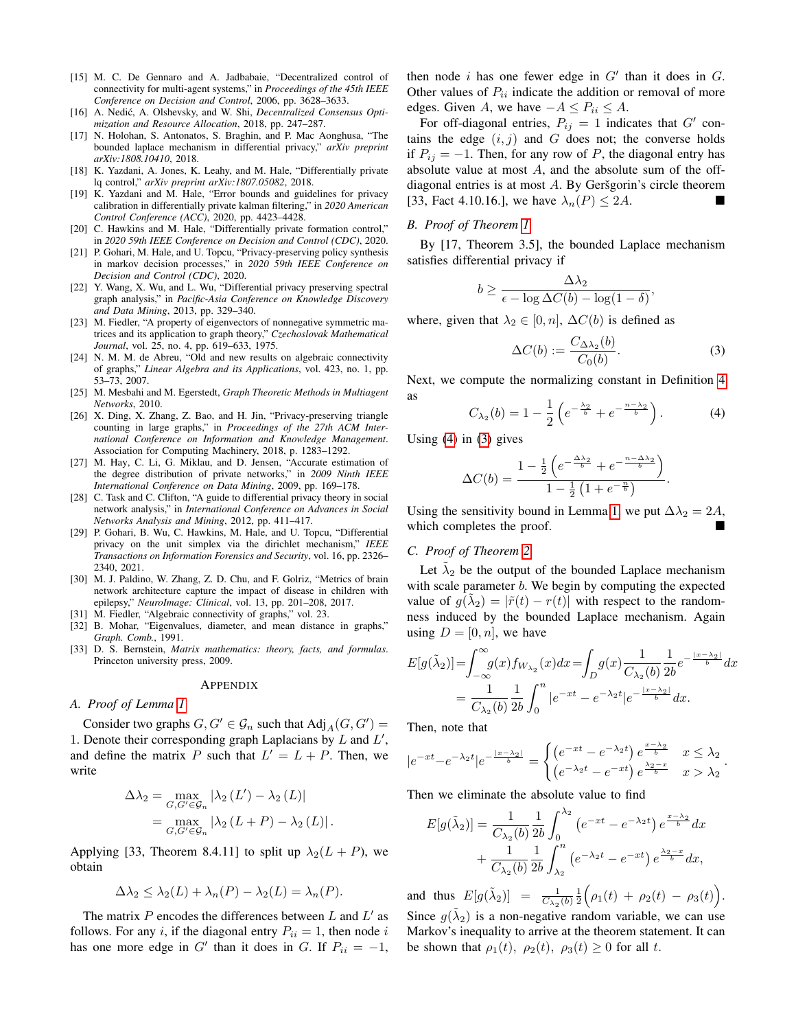[15] M. C. De Gennaro and A. Jadbabaie, "Decentralized control of connectivity for multi-agent systems," in *Proceedings of the 45th IEEE Conference on Decision and Control*, 2006, pp. 3628–3633.

[16] A. Nedić, A. Olshevsky, and W. Shi, *Decentralized Consensus Optimization and Resource Allocation*, 2018, pp. 247–287.

[17] N. Holohan, S. Antonatos, S. Braghin, and P. Mac Aonghusa, "The bounded laplace mechanism in differential privacy," *arXiv preprint arXiv:1808.10410*, 2018.

[18] K. Yazdani, A. Jones, K. Leahy, and M. Hale, "Differentially private lq control," *arXiv preprint arXiv:1807.05082*, 2018.

[19] K. Yazdani and M. Hale, "Error bounds and guidelines for privacy calibration in differentially private kalman filtering," in *2020 American Control Conference (ACC)*, 2020, pp. 4423–4428.

[20] C. Hawkins and M. Hale, "Differentially private formation control," in *2020 59th IEEE Conference on Decision and Control (CDC)*, 2020.

[21] P. Gohari, M. Hale, and U. Topcu, "Privacy-preserving policy synthesis in markov decision processes," in *2020 59th IEEE Conference on Decision and Control (CDC)*, 2020.

[22] Y. Wang, X. Wu, and L. Wu, "Differential privacy preserving spectral graph analysis," in *Pacific-Asia Conference on Knowledge Discovery and Data Mining*, 2013, pp. 329–340.

[23] M. Fiedler, "A property of eigenvectors of nonnegative symmetric matrices and its application to graph theory," *Czechoslovak Mathematical Journal*, vol. 25, no. 4, pp. 619–633, 1975.

[24] N. M. M. de Abreu, "Old and new results on algebraic connectivity of graphs," *Linear Algebra and its Applications*, vol. 423, no. 1, pp. 53–73, 2007.

[25] M. Mesbahi and M. Egerstedt, *Graph Theoretic Methods in Multiagent Networks*, 2010.

[26] X. Ding, X. Zhang, Z. Bao, and H. Jin, "Privacy-preserving triangle counting in large graphs," in *Proceedings of the 27th ACM International Conference on Information and Knowledge Management*. Association for Computing Machinery, 2018, p. 1283–1292.

[27] M. Hay, C. Li, G. Miklau, and D. Jensen, "Accurate estimation of the degree distribution of private networks," in *2009 Ninth IEEE International Conference on Data Mining*, 2009, pp. 169–178.

[28] C. Task and C. Clifton, "A guide to differential privacy theory in social network analysis," in *International Conference on Advances in Social Networks Analysis and Mining*, 2012, pp. 411–417.

[29] P. Gohari, B. Wu, C. Hawkins, M. Hale, and U. Topcu, "Differential privacy on the unit simplex via the dirichlet mechanism," *IEEE Transactions on Information Forensics and Security*, vol. 16, pp. 2326–2340, 2021.

[30] M. J. Paldino, W. Zhang, Z. D. Chu, and F. Golriz, "Metrics of brain network architecture capture the impact of disease in children with epilepsy," *NeuroImage: Clinical*, vol. 13, pp. 201–208, 2017.

[31] M. Fiedler, "Algebraic connectivity of graphs," vol. 23.

[32] B. Mohar, "Eigenvalues, diameter, and mean distance in graphs," *Graph. Comb.*, 1991.

[33] D. S. Bernstein, *Matrix mathematics: theory, facts, and formulas*. Princeton university press, 2009.

## Appendix

### A. Proof of Lemma 1

Consider two graphs $G, G' \in \mathcal{G}_n$ such that $\text{Adj}_A(G, G') = 1$. Denote their corresponding graph Laplacians by $L$ and $L'$, and define the matrix $P$ such that $L' = L + P$. Then, we write

$$\begin{aligned}\Delta\lambda_2 &= \max_{G,G' \in \mathcal{G}_n} |\lambda_2(L') - \lambda_2(L)| \\ &= \max_{G,G' \in \mathcal{G}_n} |\lambda_2(L + P) - \lambda_2(L)|.\end{aligned}$$

Applying [33, Theorem 8.4.11] to split up $\lambda_2(L+P)$, we obtain

$$\Delta\lambda_2 \leq \lambda_2(L) + \lambda_n(P) - \lambda_2(L) = \lambda_n(P).$$

The matrix $P$ encodes the differences between $L$ and $L'$ as follows. For any $i$, if the diagonal entry $P_{ii} = 1$, then node $i$ has one more edge in $G'$ than it does in $G$. If $P_{ii} = -1$, then node $i$ has one fewer edge in $G'$ than it does in $G$. Other values of $P_{ii}$ indicate the addition or removal of more edges. Given $A$, we have $-A \leq P_{ii} \leq A$.

For off-diagonal entries, $P_{ij} = 1$ indicates that $G'$ contains the edge $(i, j)$ and $G$ does not; the converse holds if $P_{ij} = -1$. Then, for any row of $P$, the diagonal entry has absolute value at most $A$, and the absolute sum of the off-diagonal entries is at most $A$. By Geršgorin's circle theorem [33, Fact 4.10.16.], we have $\lambda_n(P) \leq 2A$. ■

### B. Proof of Theorem 1

By [17, Theorem 3.5], the bounded Laplace mechanism satisfies differential privacy if

$$b \geq \frac{\Delta\lambda_2}{\epsilon - \log \Delta C(b) - \log(1-\delta)},$$

where, given that $\lambda_2 \in [0, n]$, $\Delta C(b)$ is defined as

$$\Delta C(b) := \frac{C_{\Delta\lambda_2}(b)}{C_0(b)}. \tag{3}$$

Next, we compute the normalizing constant in Definition 4 as

$$C_{\lambda_2}(b) = 1 - \frac{1}{2}\left(e^{-\frac{\lambda_2}{b}} + e^{-\frac{n-\lambda_2}{b}}\right). \tag{4}$$

Using (4) in (3) gives

$$\Delta C(b) = \frac{1 - \frac{1}{2}\left(e^{-\frac{\Delta\lambda_2}{b}} + e^{-\frac{n-\Delta\lambda_2}{b}}\right)}{1 - \frac{1}{2}\left(1 + e^{-\frac{n}{b}}\right)}.$$

Using the sensitivity bound in Lemma 1, we put $\Delta\lambda_2 = 2A$, which completes the proof. ■

### C. Proof of Theorem 2

Let $\tilde{\lambda}_2$ be the output of the bounded Laplace mechanism with scale parameter $b$. We begin by computing the expected value of $g(\tilde{\lambda}_2) = |\tilde{r}(t) - r(t)|$ with respect to the randomness induced by the bounded Laplace mechanism. Again using $D = [0, n]$, we have

$$\begin{aligned}E[g(\tilde{\lambda}_2)] &= \int_{-\infty}^{\infty} g(x) f_{W_{\lambda_2}}(x) dx = \int_D g(x) \frac{1}{C_{\lambda_2}(b)} \frac{1}{2b} e^{-\frac{|x-\lambda_2|}{b}} dx \\ &= \frac{1}{C_{\lambda_2}(b)} \frac{1}{2b} \int_0^n |e^{-xt} - e^{-\lambda_2 t}| e^{-\frac{|x-\lambda_2|}{b}} dx.\end{aligned}$$

Then, note that

$$|e^{-xt} - e^{-\lambda_2 t}| e^{-\frac{|x-\lambda_2|}{b}} = \begin{cases} \left(e^{-xt} - e^{-\lambda_2 t}\right) e^{\frac{x-\lambda_2}{b}} & x \leq \lambda_2 \\ \left(e^{-\lambda_2 t} - e^{-xt}\right) e^{\frac{\lambda_2 - x}{b}} & x > \lambda_2 \end{cases}.$$

Then we eliminate the absolute value to find

$$\begin{aligned}E[g(\tilde{\lambda}_2)] &= \frac{1}{C_{\lambda_2}(b)} \frac{1}{2b} \int_0^{\lambda_2} \left(e^{-xt} - e^{-\lambda_2 t}\right) e^{\frac{x-\lambda_2}{b}} dx \\ &\quad + \frac{1}{C_{\lambda_2}(b)} \frac{1}{2b} \int_{\lambda_2}^{n} \left(e^{-\lambda_2 t} - e^{-xt}\right) e^{\frac{\lambda_2 - x}{b}} dx,\end{aligned}$$

and thus $E[g(\tilde{\lambda}_2)] = \frac{1}{C_{\lambda_2}(b)} \frac{1}{2}\Big(\rho_1(t) + \rho_2(t) - \rho_3(t)\Big)$. Since $g(\tilde{\lambda}_2)$ is a non-negative random variable, we can use Markov's inequality to arrive at the theorem statement. It can be shown that $\rho_1(t),\ \rho_2(t),\ \rho_3(t) \geq 0$ for all $t$.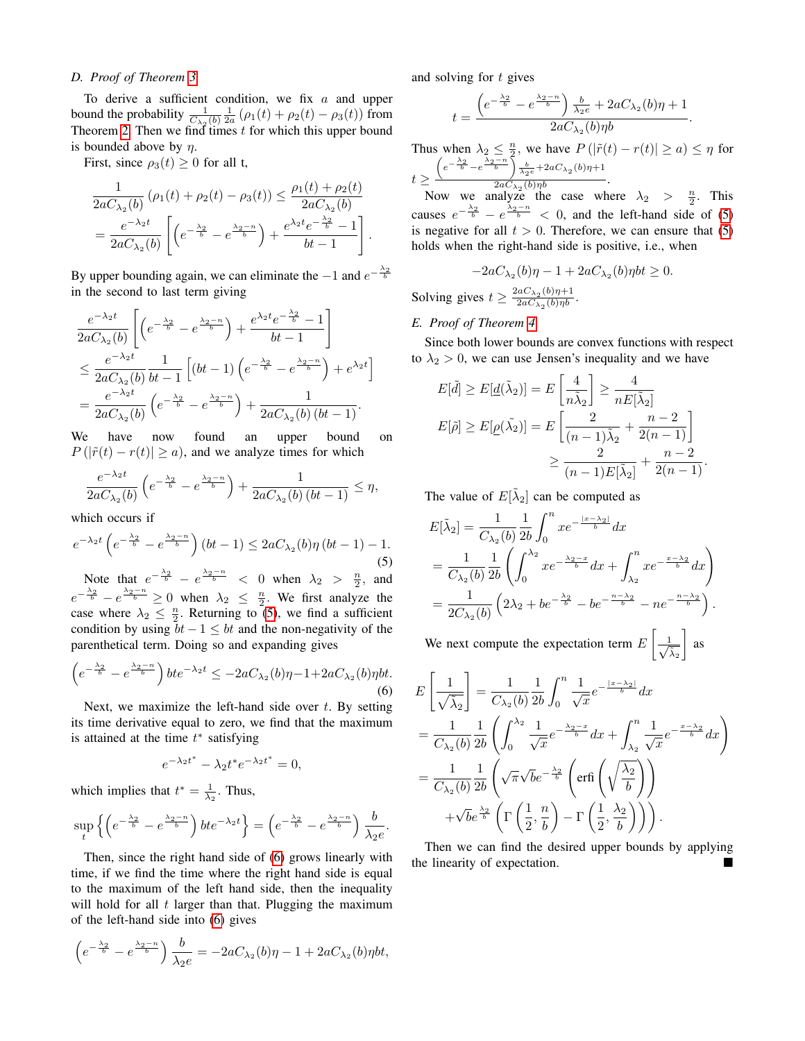### D. Proof of Theorem 3

To derive a sufficient condition, we fix $a$ and upper bound the probability $\frac{1}{C_{\lambda_2}(b)}\frac{1}{2a}\left(\rho_1(t)+\rho_2(t)-\rho_3(t)\right)$ from Theorem 2. Then we find times $t$ for which this upper bound is bounded above by $\eta$.

First, since $\rho_3(t) \geq 0$ for all t,

$$
\begin{aligned}
&\frac{1}{2aC_{\lambda_2}(b)}\left(\rho_1(t)+\rho_2(t)-\rho_3(t)\right) \leq \frac{\rho_1(t)+\rho_2(t)}{2aC_{\lambda_2}(b)} \\
&= \frac{e^{-\lambda_2 t}}{2aC_{\lambda_2}(b)}\left[\left(e^{-\frac{\lambda_2}{b}} - e^{\frac{\lambda_2 - n}{b}}\right) + \frac{e^{\lambda_2 t}e^{-\frac{\lambda_2}{b}} - 1}{bt-1}\right].
\end{aligned}
$$

By upper bounding again, we can eliminate the $-1$ and $e^{-\frac{\lambda_2}{b}}$ in the second to last term giving

$$
\begin{aligned}
&\frac{e^{-\lambda_2 t}}{2aC_{\lambda_2}(b)}\left[\left(e^{-\frac{\lambda_2}{b}} - e^{\frac{\lambda_2 - n}{b}}\right) + \frac{e^{\lambda_2 t}e^{-\frac{\lambda_2}{b}} - 1}{bt-1}\right] \\
&\leq \frac{e^{-\lambda_2 t}}{2aC_{\lambda_2}(b)}\frac{1}{bt-1}\left[(bt-1)\left(e^{-\frac{\lambda_2}{b}} - e^{\frac{\lambda_2 - n}{b}}\right) + e^{\lambda_2 t}\right] \\
&= \frac{e^{-\lambda_2 t}}{2aC_{\lambda_2}(b)}\left(e^{-\frac{\lambda_2}{b}} - e^{\frac{\lambda_2 - n}{b}}\right) + \frac{1}{2aC_{\lambda_2}(b)\left(bt-1\right)}.
\end{aligned}
$$

We have now found an upper bound on $P\left(|\tilde{r}(t) - r(t)| \geq a\right)$, and we analyze times for which

$$
\frac{e^{-\lambda_2 t}}{2aC_{\lambda_2}(b)}\left(e^{-\frac{\lambda_2}{b}} - e^{\frac{\lambda_2 - n}{b}}\right) + \frac{1}{2aC_{\lambda_2}(b)\left(bt-1\right)} \leq \eta,
$$

which occurs if

$$
e^{-\lambda_2 t}\left(e^{-\frac{\lambda_2}{b}} - e^{\frac{\lambda_2 - n}{b}}\right)(bt-1) \leq 2aC_{\lambda_2}(b)\eta\left(bt-1\right) - 1. \tag{5}
$$

Note that $e^{-\frac{\lambda_2}{b}} - e^{\frac{\lambda_2 - n}{b}} < 0$ when $\lambda_2 > \frac{n}{2}$, and $e^{-\frac{\lambda_2}{b}} - e^{\frac{\lambda_2 - n}{b}} \geq 0$ when $\lambda_2 \leq \frac{n}{2}$. We first analyze the case where $\lambda_2 \leq \frac{n}{2}$. Returning to (5), we find a sufficient condition by using $bt - 1 \leq bt$ and the non-negativity of the parenthetical term. Doing so and expanding gives

$$
\left(e^{-\frac{\lambda_2}{b}} - e^{\frac{\lambda_2 - n}{b}}\right)bte^{-\lambda_2 t} \leq -2aC_{\lambda_2}(b)\eta - 1 + 2aC_{\lambda_2}(b)\eta bt. \tag{6}
$$

Next, we maximize the left-hand side over $t$. By setting its time derivative equal to zero, we find that the maximum is attained at the time $t^*$ satisfying

$$
e^{-\lambda_2 t^*} - \lambda_2 t^* e^{-\lambda_2 t^*} = 0,
$$

which implies that $t^* = \frac{1}{\lambda_2}$. Thus,

$$
\sup_t\left\{\left(e^{-\frac{\lambda_2}{b}} - e^{\frac{\lambda_2 - n}{b}}\right)bte^{-\lambda_2 t}\right\} = \left(e^{-\frac{\lambda_2}{b}} - e^{\frac{\lambda_2 - n}{b}}\right)\frac{b}{\lambda_2 e}.
$$

Then, since the right hand side of (6) grows linearly with time, if we find the time where the right hand side is equal to the maximum of the left hand side, then the inequality will hold for all $t$ larger than that. Plugging the maximum of the left-hand side into (6) gives

$$
\left(e^{-\frac{\lambda_2}{b}} - e^{\frac{\lambda_2 - n}{b}}\right)\frac{b}{\lambda_2 e} = -2aC_{\lambda_2}(b)\eta - 1 + 2aC_{\lambda_2}(b)\eta bt,
$$

and solving for $t$ gives

$$
t = \frac{\left(e^{-\frac{\lambda_2}{b}} - e^{\frac{\lambda_2 - n}{b}}\right)\frac{b}{\lambda_2 e} + 2aC_{\lambda_2}(b)\eta + 1}{2aC_{\lambda_2}(b)\eta b}.
$$

Thus when $\lambda_2 \leq \frac{n}{2}$, we have $P\left(|\tilde{r}(t) - r(t)| \geq a\right) \leq \eta$ for $t \geq \frac{\left(e^{-\frac{\lambda_2}{b}} - e^{\frac{\lambda_2 - n}{b}}\right)\frac{b}{\lambda_2 e} + 2aC_{\lambda_2}(b)\eta + 1}{2aC_{\lambda_2}(b)\eta b}$.

Now we analyze the case where $\lambda_2 > \frac{n}{2}$. This causes $e^{-\frac{\lambda_2}{b}} - e^{\frac{\lambda_2 - n}{b}} < 0$, and the left-hand side of (5) is negative for all $t > 0$. Therefore, we can ensure that (5) holds when the right-hand side is positive, i.e., when

$$
-2aC_{\lambda_2}(b)\eta - 1 + 2aC_{\lambda_2}(b)\eta bt \geq 0.
$$

Solving gives $t \geq \frac{2aC_{\lambda_2}(b)\eta + 1}{2aC_{\lambda_2}(b)\eta b}$.

### E. Proof of Theorem 4

Since both lower bounds are convex functions with respect to $\lambda_2 > 0$, we can use Jensen's inequality and we have

$$
\begin{aligned}
E[\tilde{d}] &\geq E[\underline{d}(\tilde{\lambda}_2)] = E\left[\frac{4}{n\tilde{\lambda}_2}\right] \geq \frac{4}{nE[\tilde{\lambda}_2]} \\
E[\tilde{\rho}] &\geq E[\underline{\rho}(\tilde{\lambda}_2)] = E\left[\frac{2}{(n-1)\tilde{\lambda}_2} + \frac{n-2}{2(n-1)}\right] \\
&\geq \frac{2}{(n-1)E[\tilde{\lambda}_2]} + \frac{n-2}{2(n-1)}.
\end{aligned}
$$

The value of $E[\tilde{\lambda}_2]$ can be computed as

$$
\begin{aligned}
E[\tilde{\lambda}_2] &= \frac{1}{C_{\lambda_2}(b)}\frac{1}{2b}\int_0^n xe^{-\frac{|x-\lambda_2|}{b}}dx \\
&= \frac{1}{C_{\lambda_2}(b)}\frac{1}{2b}\left(\int_0^{\lambda_2} xe^{-\frac{\lambda_2 - x}{b}}dx + \int_{\lambda_2}^n xe^{-\frac{x-\lambda_2}{b}}dx\right) \\
&= \frac{1}{2C_{\lambda_2}(b)}\left(2\lambda_2 + be^{-\frac{\lambda_2}{b}} - be^{-\frac{n-\lambda_2}{b}} - ne^{-\frac{n-\lambda_2}{b}}\right).
\end{aligned}
$$

We next compute the expectation term $E\left[\frac{1}{\sqrt{\tilde{\lambda}_2}}\right]$ as

$$
\begin{aligned}
E\left[\frac{1}{\sqrt{\tilde{\lambda}_2}}\right] &= \frac{1}{C_{\lambda_2}(b)}\frac{1}{2b}\int_0^n \frac{1}{\sqrt{x}}e^{-\frac{|x-\lambda_2|}{b}}dx \\
&= \frac{1}{C_{\lambda_2}(b)}\frac{1}{2b}\left(\int_0^{\lambda_2}\frac{1}{\sqrt{x}}e^{-\frac{\lambda_2 - x}{b}}dx + \int_{\lambda_2}^n \frac{1}{\sqrt{x}}e^{-\frac{x-\lambda_2}{b}}dx\right) \\
&= \frac{1}{C_{\lambda_2}(b)}\frac{1}{2b}\left(\sqrt{\pi}\sqrt{b}e^{-\frac{\lambda_2}{b}}\left(\text{erfi}\left(\sqrt{\frac{\lambda_2}{b}}\right)\right)\right. \\
&\quad \left. + \sqrt{b}e^{\frac{\lambda_2}{b}}\left(\Gamma\left(\frac{1}{2}, \frac{n}{b}\right) - \Gamma\left(\frac{1}{2}, \frac{\lambda_2}{b}\right)\right)\right).
\end{aligned}
$$

Then we can find the desired upper bounds by applying the linearity of expectation. ∎